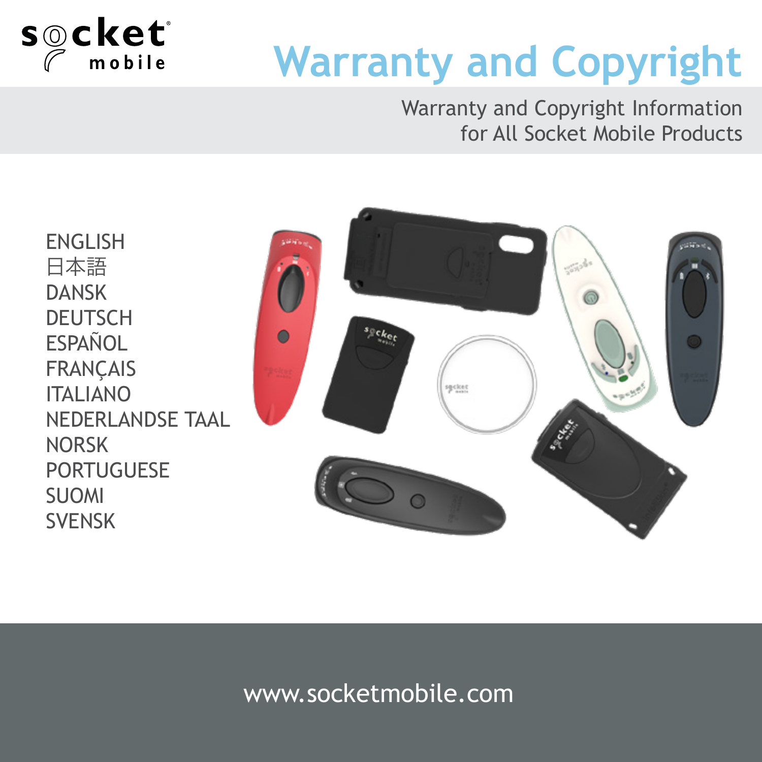socket mobile

# Warranty and Copyright

Warranty and Copyright Information
for All Socket Mobile Products

ENGLISH
日本語
DANSK
DEUTSCH
ESPAÑOL
FRANÇAIS
ITALIANO
NEDERLANDSE TAAL
NORSK
PORTUGUESE
SUOMI
SVENSK

www.socketmobile.com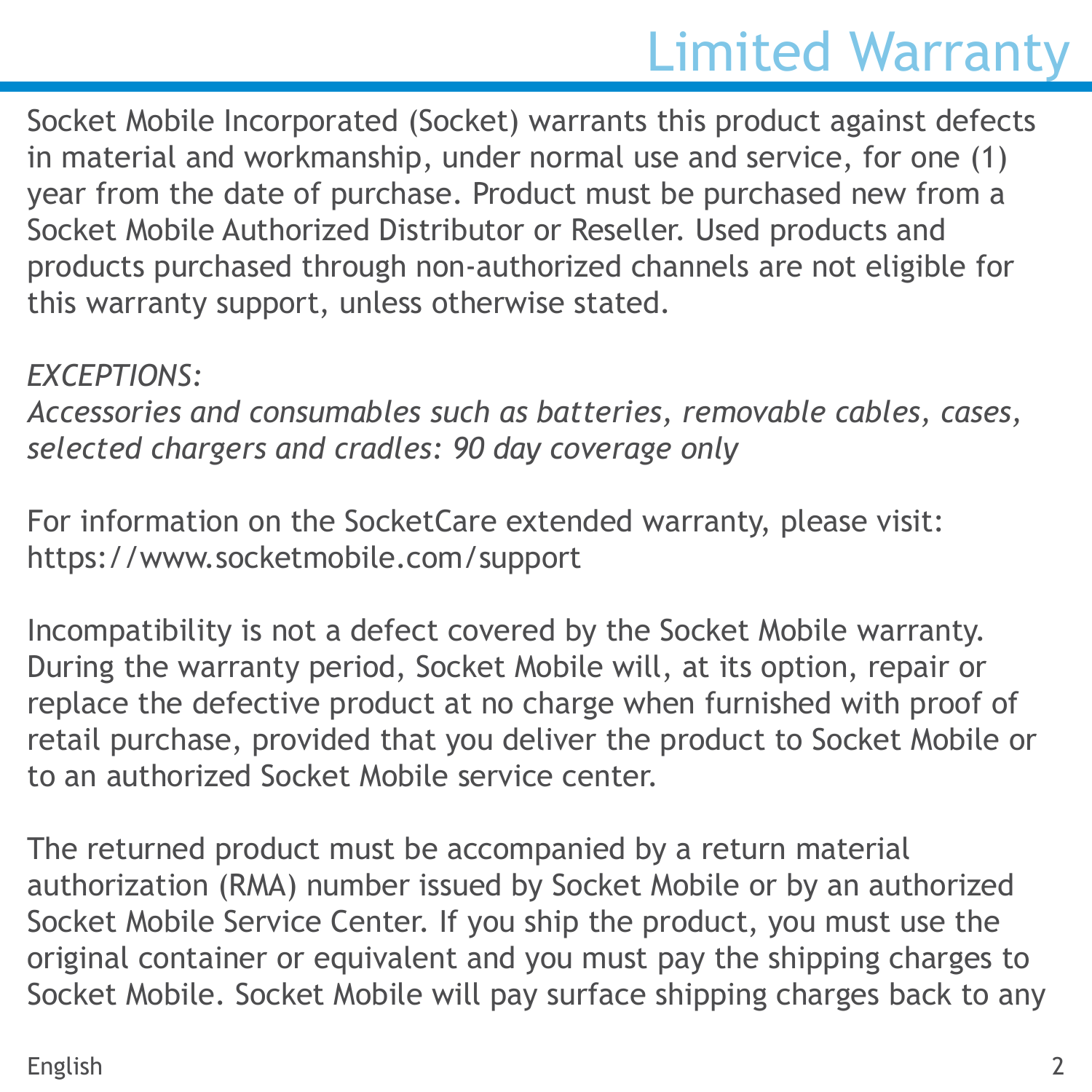# Limited Warranty

Socket Mobile Incorporated (Socket) warrants this product against defects in material and workmanship, under normal use and service, for one (1) year from the date of purchase. Product must be purchased new from a Socket Mobile Authorized Distributor or Reseller. Used products and products purchased through non-authorized channels are not eligible for this warranty support, unless otherwise stated.

*EXCEPTIONS:*
*Accessories and consumables such as batteries, removable cables, cases, selected chargers and cradles: 90 day coverage only*

For information on the SocketCare extended warranty, please visit: https://www.socketmobile.com/support

Incompatibility is not a defect covered by the Socket Mobile warranty. During the warranty period, Socket Mobile will, at its option, repair or replace the defective product at no charge when furnished with proof of retail purchase, provided that you deliver the product to Socket Mobile or to an authorized Socket Mobile service center.

The returned product must be accompanied by a return material authorization (RMA) number issued by Socket Mobile or by an authorized Socket Mobile Service Center. If you ship the product, you must use the original container or equivalent and you must pay the shipping charges to Socket Mobile. Socket Mobile will pay surface shipping charges back to any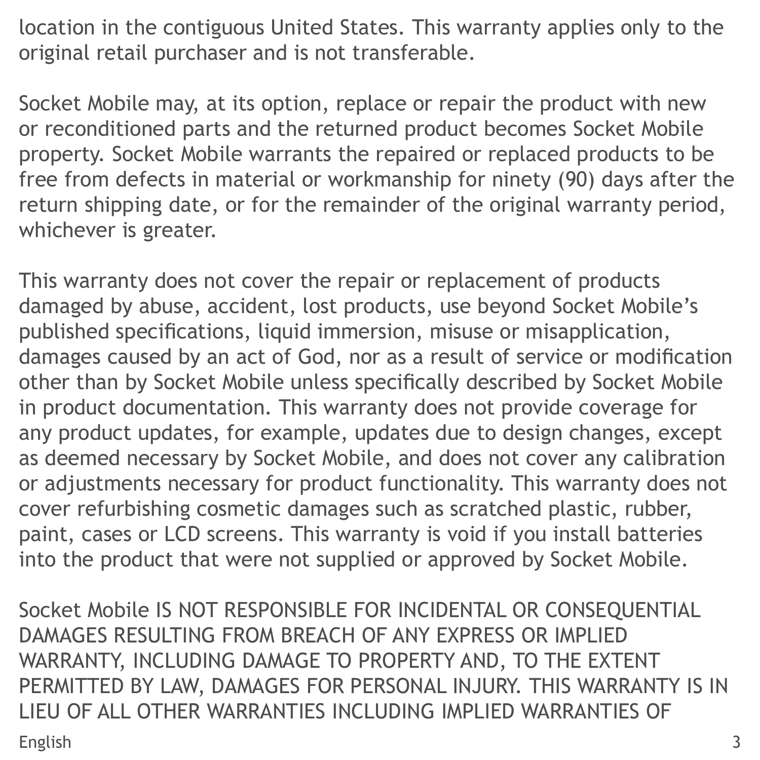location in the contiguous United States. This warranty applies only to the original retail purchaser and is not transferable.

Socket Mobile may, at its option, replace or repair the product with new or reconditioned parts and the returned product becomes Socket Mobile property. Socket Mobile warrants the repaired or replaced products to be free from defects in material or workmanship for ninety (90) days after the return shipping date, or for the remainder of the original warranty period, whichever is greater.

This warranty does not cover the repair or replacement of products damaged by abuse, accident, lost products, use beyond Socket Mobile's published specifications, liquid immersion, misuse or misapplication, damages caused by an act of God, nor as a result of service or modification other than by Socket Mobile unless specifically described by Socket Mobile in product documentation. This warranty does not provide coverage for any product updates, for example, updates due to design changes, except as deemed necessary by Socket Mobile, and does not cover any calibration or adjustments necessary for product functionality. This warranty does not cover refurbishing cosmetic damages such as scratched plastic, rubber, paint, cases or LCD screens. This warranty is void if you install batteries into the product that were not supplied or approved by Socket Mobile.

Socket Mobile IS NOT RESPONSIBLE FOR INCIDENTAL OR CONSEQUENTIAL DAMAGES RESULTING FROM BREACH OF ANY EXPRESS OR IMPLIED WARRANTY, INCLUDING DAMAGE TO PROPERTY AND, TO THE EXTENT PERMITTED BY LAW, DAMAGES FOR PERSONAL INJURY. THIS WARRANTY IS IN LIEU OF ALL OTHER WARRANTIES INCLUDING IMPLIED WARRANTIES OF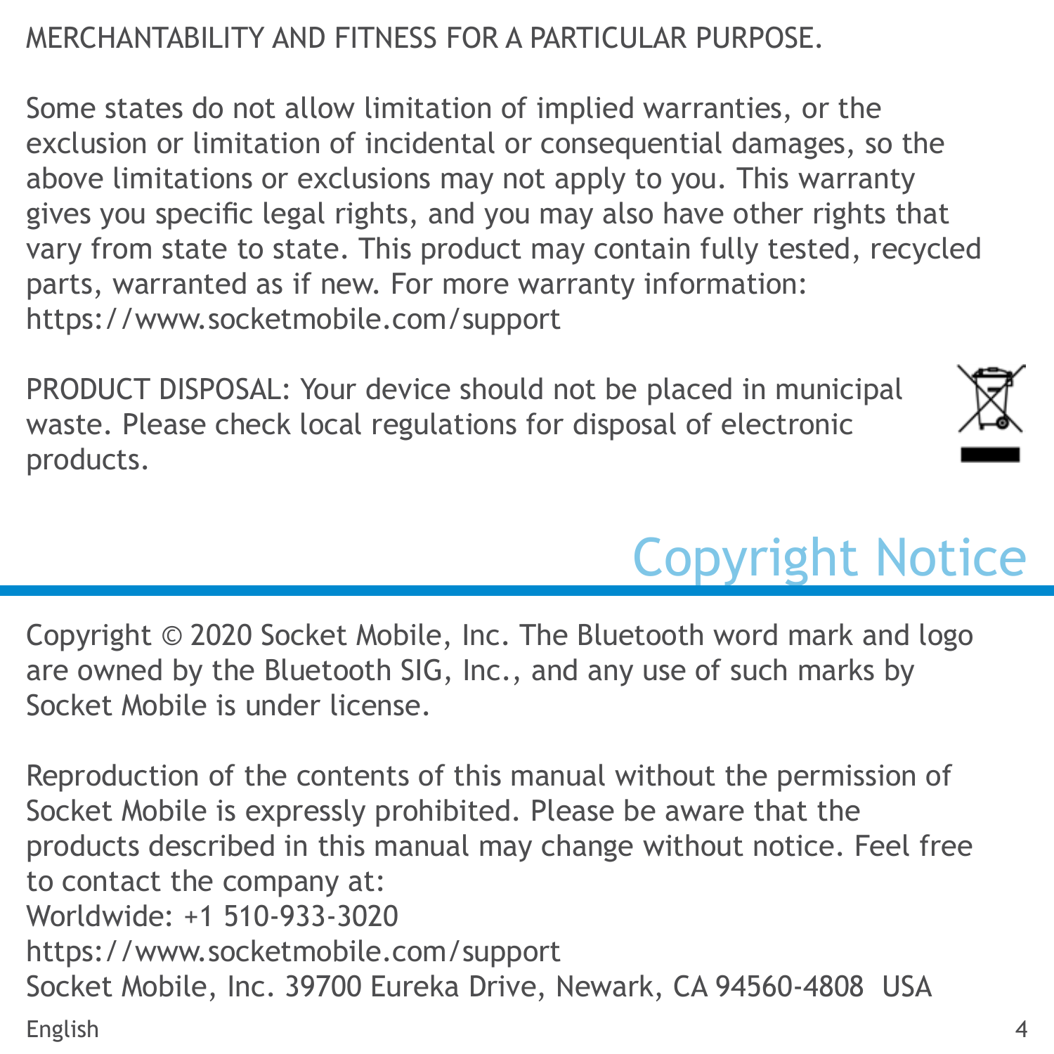MERCHANTABILITY AND FITNESS FOR A PARTICULAR PURPOSE.

Some states do not allow limitation of implied warranties, or the exclusion or limitation of incidental or consequential damages, so the above limitations or exclusions may not apply to you. This warranty gives you specific legal rights, and you may also have other rights that vary from state to state. This product may contain fully tested, recycled parts, warranted as if new. For more warranty information: https://www.socketmobile.com/support

PRODUCT DISPOSAL: Your device should not be placed in municipal waste. Please check local regulations for disposal of electronic products.

# Copyright Notice

Copyright © 2020 Socket Mobile, Inc. The Bluetooth word mark and logo are owned by the Bluetooth SIG, Inc., and any use of such marks by Socket Mobile is under license.

Reproduction of the contents of this manual without the permission of Socket Mobile is expressly prohibited. Please be aware that the products described in this manual may change without notice. Feel free to contact the company at:
Worldwide: +1 510-933-3020
https://www.socketmobile.com/support
Socket Mobile, Inc. 39700 Eureka Drive, Newark, CA 94560-4808 USA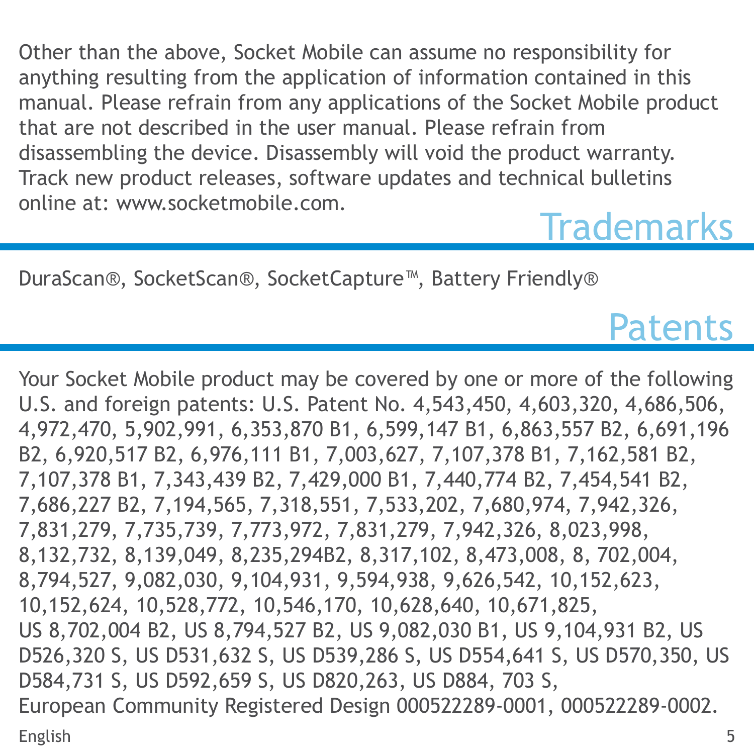Other than the above, Socket Mobile can assume no responsibility for anything resulting from the application of information contained in this manual. Please refrain from any applications of the Socket Mobile product that are not described in the user manual. Please refrain from disassembling the device. Disassembly will void the product warranty. Track new product releases, software updates and technical bulletins online at: www.socketmobile.com.

# Trademarks

DuraScan®, SocketScan®, SocketCapture™, Battery Friendly®

# Patents

Your Socket Mobile product may be covered by one or more of the following U.S. and foreign patents: U.S. Patent No. 4,543,450, 4,603,320, 4,686,506, 4,972,470, 5,902,991, 6,353,870 B1, 6,599,147 B1, 6,863,557 B2, 6,691,196 B2, 6,920,517 B2, 6,976,111 B1, 7,003,627, 7,107,378 B1, 7,162,581 B2, 7,107,378 B1, 7,343,439 B2, 7,429,000 B1, 7,440,774 B2, 7,454,541 B2, 7,686,227 B2, 7,194,565, 7,318,551, 7,533,202, 7,680,974, 7,942,326, 7,831,279, 7,735,739, 7,773,972, 7,831,279, 7,942,326, 8,023,998, 8,132,732, 8,139,049, 8,235,294B2, 8,317,102, 8,473,008, 8, 702,004, 8,794,527, 9,082,030, 9,104,931, 9,594,938, 9,626,542, 10,152,623, 10,152,624, 10,528,772, 10,546,170, 10,628,640, 10,671,825, US 8,702,004 B2, US 8,794,527 B2, US 9,082,030 B1, US 9,104,931 B2, US D526,320 S, US D531,632 S, US D539,286 S, US D554,641 S, US D570,350, US D584,731 S, US D592,659 S, US D820,263, US D884, 703 S, European Community Registered Design 000522289-0001, 000522289-0002.